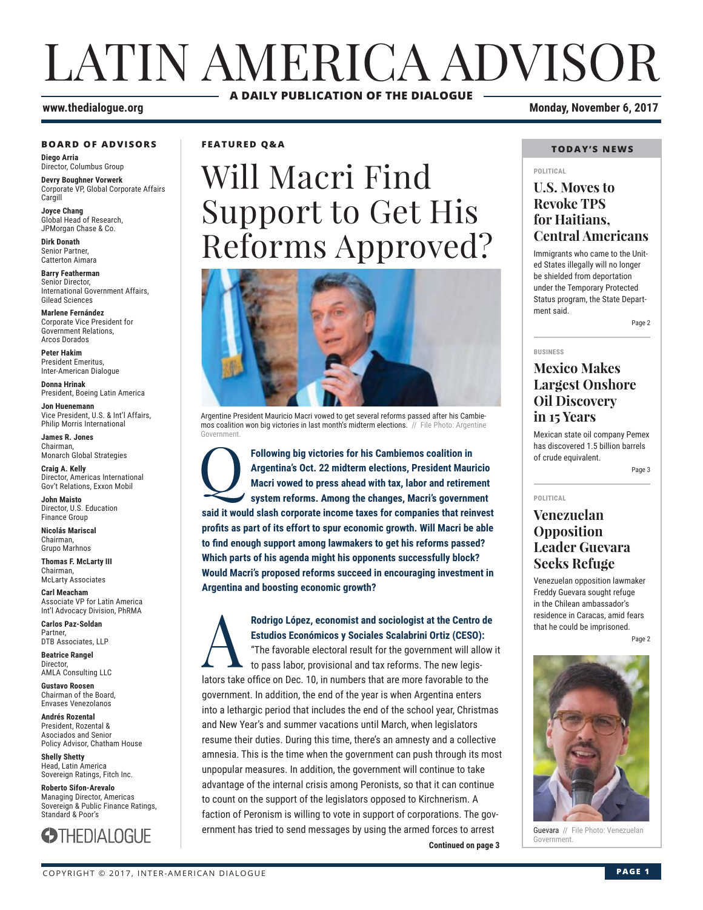# LATIN AMERICA ADVISOR

**A DAILY PUBLICATION OF THE DIALOGUE**

www.thedialogue.org

**Monday, November 6, 2017**

### BOARD OF ADVISORS

**Diego Arria**
Director, Columbus Group

**Devry Boughner Vorwerk**
Corporate VP, Global Corporate Affairs
Cargill

**Joyce Chang**
Global Head of Research,
JPMorgan Chase & Co.

**Dirk Donath**
Senior Partner,
Catterton Aimara

**Barry Featherman**
Senior Director,
International Government Affairs,
Gilead Sciences

**Marlene Fernández**
Corporate Vice President for
Government Relations,
Arcos Dorados

**Peter Hakim**
President Emeritus,
Inter-American Dialogue

**Donna Hrinak**
President, Boeing Latin America

**Jon Huenemann**
Vice President, U.S. & Int'l Affairs,
Philip Morris International

**James R. Jones**
Chairman,
Monarch Global Strategies

**Craig A. Kelly**
Director, Americas International
Gov't Relations, Exxon Mobil

**John Maisto**
Director, U.S. Education
Finance Group

**Nicolás Mariscal**
Chairman,
Grupo Marhnos

**Thomas F. McLarty III**
Chairman,
McLarty Associates

**Carl Meacham**
Associate VP for Latin America
Int'l Advocacy Division, PhRMA

**Carlos Paz-Soldan**
Partner,
DTB Associates, LLP

**Beatrice Rangel**
Director,
AMLA Consulting LLC

**Gustavo Roosen**
Chairman of the Board,
Envases Venezolanos

**Andrés Rozental**
President, Rozental &
Asociados and Senior
Policy Advisor, Chatham House

**Shelly Shetty**
Head, Latin America
Sovereign Ratings, Fitch Inc.

**Roberto Sifon-Arevalo**
Managing Director, Americas
Sovereign & Public Finance Ratings,
Standard & Poor's

THEDIALOGUE

### FEATURED Q&A

# Will Macri Find Support to Get His Reforms Approved?

Argentine President Mauricio Macri vowed to get several reforms passed after his Cambiemos coalition won big victories in last month's midterm elections. // File Photo: Argentine Government.

**Q** **Following big victories for his Cambiemos coalition in Argentina's Oct. 22 midterm elections, President Mauricio Macri vowed to press ahead with tax, labor and retirement system reforms. Among the changes, Macri's government said it would slash corporate income taxes for companies that reinvest profits as part of its effort to spur economic growth. Will Macri be able to find enough support among lawmakers to get his reforms passed? Which parts of his agenda might his opponents successfully block? Would Macri's proposed reforms succeed in encouraging investment in Argentina and boosting economic growth?**

**A** **Rodrigo López, economist and sociologist at the Centro de Estudios Económicos y Sociales Scalabrini Ortiz (CESO):** "The favorable electoral result for the government will allow it to pass labor, provisional and tax reforms. The new legislators take office on Dec. 10, in numbers that are more favorable to the government. In addition, the end of the year is when Argentina enters into a lethargic period that includes the end of the school year, Christmas and New Year's and summer vacations until March, when legislators resume their duties. During this time, there's an amnesty and a collective amnesia. This is the time when the government can push through its most unpopular measures. In addition, the government will continue to take advantage of the internal crisis among Peronists, so that it can continue to count on the support of the legislators opposed to Kirchnerism. A faction of Peronism is willing to vote in support of corporations. The government has tried to send messages by using the armed forces to arrest

**Continued on page 3**

### TODAY'S NEWS

POLITICAL

## U.S. Moves to Revoke TPS for Haitians, Central Americans

Immigrants who came to the United States illegally will no longer be shielded from deportation under the Temporary Protected Status program, the State Department said.

Page 2

BUSINESS

## Mexico Makes Largest Onshore Oil Discovery in 15 Years

Mexican state oil company Pemex has discovered 1.5 billion barrels of crude equivalent.

Page 3

POLITICAL

## Venezuelan Opposition Leader Guevara Seeks Refuge

Venezuelan opposition lawmaker Freddy Guevara sought refuge in the Chilean ambassador's residence in Caracas, amid fears that he could be imprisoned.

Page 2

Guevara // File Photo: Venezuelan Government.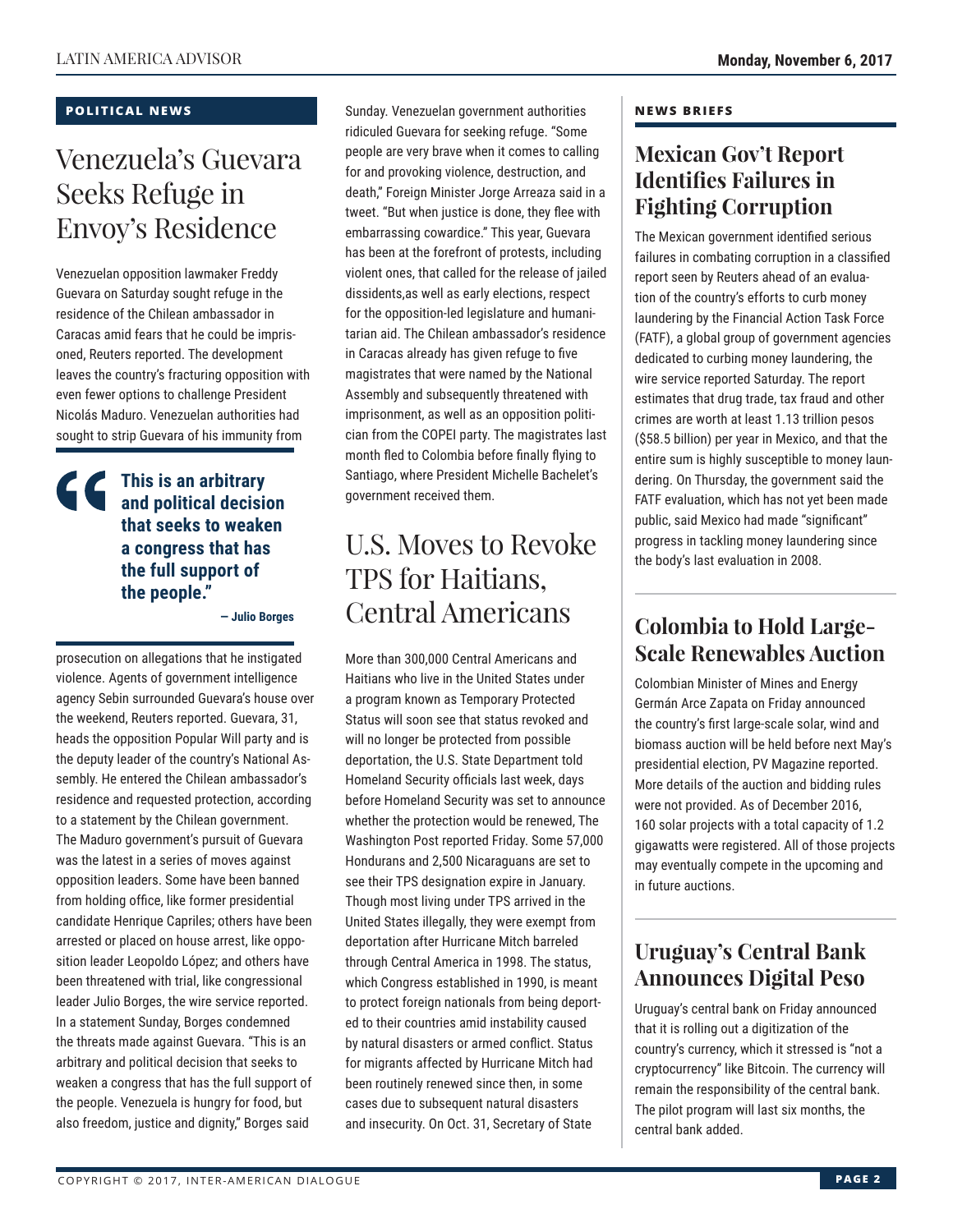## POLITICAL NEWS

# Venezuela's Guevara Seeks Refuge in Envoy's Residence

Venezuelan opposition lawmaker Freddy Guevara on Saturday sought refuge in the residence of the Chilean ambassador in Caracas amid fears that he could be imprisoned, Reuters reported. The development leaves the country's fracturing opposition with even fewer options to challenge President Nicolás Maduro. Venezuelan authorities had sought to strip Guevara of his immunity from prosecution on allegations that he instigated violence. Agents of government intelligence agency Sebin surrounded Guevara's house over the weekend, Reuters reported. Guevara, 31, heads the opposition Popular Will party and is the deputy leader of the country's National Assembly. He entered the Chilean ambassador's residence and requested protection, according to a statement by the Chilean government. The Maduro government's pursuit of Guevara was the latest in a series of moves against opposition leaders. Some have been banned from holding office, like former presidential candidate Henrique Capriles; others have been arrested or placed on house arrest, like opposition leader Leopoldo López; and others have been threatened with trial, like congressional leader Julio Borges, the wire service reported. In a statement Sunday, Borges condemned the threats made against Guevara. "This is an arbitrary and political decision that seeks to weaken a congress that has the full support of the people. Venezuela is hungry for food, but also freedom, justice and dignity," Borges said Sunday. Venezuelan government authorities ridiculed Guevara for seeking refuge. "Some people are very brave when it comes to calling for and provoking violence, destruction, and death," Foreign Minister Jorge Arreaza said in a tweet. "But when justice is done, they flee with embarrassing cowardice." This year, Guevara has been at the forefront of protests, including violent ones, that called for the release of jailed dissidents,as well as early elections, respect for the opposition-led legislature and humanitarian aid. The Chilean ambassador's residence in Caracas already has given refuge to five magistrates that were named by the National Assembly and subsequently threatened with imprisonment, as well as an opposition politician from the COPEI party. The magistrates last month fled to Colombia before finally flying to Santiago, where President Michelle Bachelet's government received them.

> **"This is an arbitrary and political decision that seeks to weaken a congress that has the full support of the people."**
>
> **— Julio Borges**

# U.S. Moves to Revoke TPS for Haitians, Central Americans

More than 300,000 Central Americans and Haitians who live in the United States under a program known as Temporary Protected Status will soon see that status revoked and will no longer be protected from possible deportation, the U.S. State Department told Homeland Security officials last week, days before Homeland Security was set to announce whether the protection would be renewed, The Washington Post reported Friday. Some 57,000 Hondurans and 2,500 Nicaraguans are set to see their TPS designation expire in January. Though most living under TPS arrived in the United States illegally, they were exempt from deportation after Hurricane Mitch barreled through Central America in 1998. The status, which Congress established in 1990, is meant to protect foreign nationals from being deported to their countries amid instability caused by natural disasters or armed conflict. Status for migrants affected by Hurricane Mitch had been routinely renewed since then, in some cases due to subsequent natural disasters and insecurity. On Oct. 31, Secretary of State

## NEWS BRIEFS

### Mexican Gov't Report Identifies Failures in Fighting Corruption

The Mexican government identified serious failures in combating corruption in a classified report seen by Reuters ahead of an evaluation of the country's efforts to curb money laundering by the Financial Action Task Force (FATF), a global group of government agencies dedicated to curbing money laundering, the wire service reported Saturday. The report estimates that drug trade, tax fraud and other crimes are worth at least 1.13 trillion pesos ($58.5 billion) per year in Mexico, and that the entire sum is highly susceptible to money laundering. On Thursday, the government said the FATF evaluation, which has not yet been made public, said Mexico had made "significant" progress in tackling money laundering since the body's last evaluation in 2008.

### Colombia to Hold Large-Scale Renewables Auction

Colombian Minister of Mines and Energy Germán Arce Zapata on Friday announced the country's first large-scale solar, wind and biomass auction will be held before next May's presidential election, PV Magazine reported. More details of the auction and bidding rules were not provided. As of December 2016, 160 solar projects with a total capacity of 1.2 gigawatts were registered. All of those projects may eventually compete in the upcoming and in future auctions.

### Uruguay's Central Bank Announces Digital Peso

Uruguay's central bank on Friday announced that it is rolling out a digitization of the country's currency, which it stressed is "not a cryptocurrency" like Bitcoin. The currency will remain the responsibility of the central bank. The pilot program will last six months, the central bank added.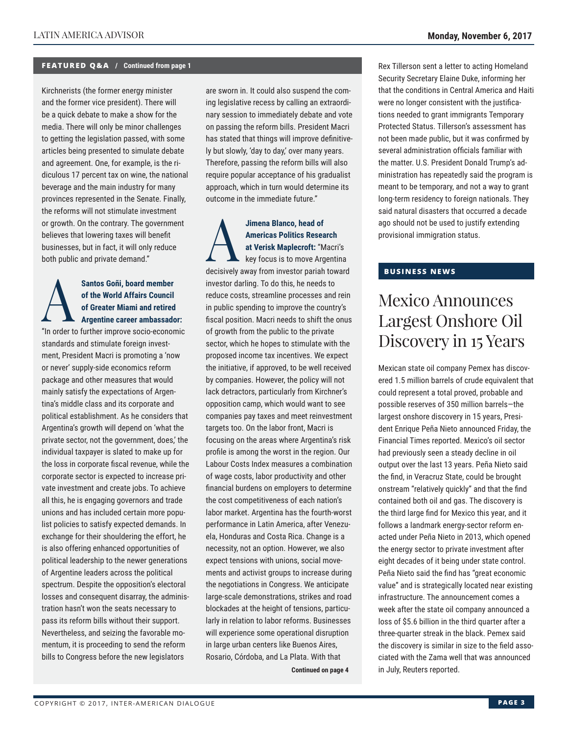**FEATURED Q&A / Continued from page 1**

Kirchnerists (the former energy minister and the former vice president). There will be a quick debate to make a show for the media. There will only be minor challenges to getting the legislation passed, with some articles being presented to simulate debate and agreement. One, for example, is the ridiculous 17 percent tax on wine, the national beverage and the main industry for many provinces represented in the Senate. Finally, the reforms will not stimulate investment or growth. On the contrary. The government believes that lowering taxes will benefit businesses, but in fact, it will only reduce both public and private demand."

**A** **Santos Goñi, board member of the World Affairs Council of Greater Miami and retired Argentine career ambassador:** "In order to further improve socio-economic standards and stimulate foreign investment, President Macri is promoting a 'now or never' supply-side economics reform package and other measures that would mainly satisfy the expectations of Argentina's middle class and its corporate and political establishment. As he considers that Argentina's growth will depend on 'what the private sector, not the government, does,' the individual taxpayer is slated to make up for the loss in corporate fiscal revenue, while the corporate sector is expected to increase private investment and create jobs. To achieve all this, he is engaging governors and trade unions and has included certain more populist policies to satisfy expected demands. In exchange for their shouldering the effort, he is also offering enhanced opportunities of political leadership to the newer generations of Argentine leaders across the political spectrum. Despite the opposition's electoral losses and consequent disarray, the administration hasn't won the seats necessary to pass its reform bills without their support. Nevertheless, and seizing the favorable momentum, it is proceeding to send the reform bills to Congress before the new legislators are sworn in. It could also suspend the coming legislative recess by calling an extraordinary session to immediately debate and vote on passing the reform bills. President Macri has stated that things will improve definitively but slowly, 'day to day,' over many years. Therefore, passing the reform bills will also require popular acceptance of his gradualist approach, which in turn would determine its outcome in the immediate future."

**A** **Jimena Blanco, head of Americas Politics Research at Verisk Maplecroft:** "Macri's key focus is to move Argentina decisively away from investor pariah toward investor darling. To do this, he needs to reduce costs, streamline processes and rein in public spending to improve the country's fiscal position. Macri needs to shift the onus of growth from the public to the private sector, which he hopes to stimulate with the proposed income tax incentives. We expect the initiative, if approved, to be well received by companies. However, the policy will not lack detractors, particularly from Kirchner's opposition camp, which would want to see companies pay taxes and meet reinvestment targets too. On the labor front, Macri is focusing on the areas where Argentina's risk profile is among the worst in the region. Our Labour Costs Index measures a combination of wage costs, labor productivity and other financial burdens on employers to determine the cost competitiveness of each nation's labor market. Argentina has the fourth-worst performance in Latin America, after Venezuela, Honduras and Costa Rica. Change is a necessity, not an option. However, we also expect tensions with unions, social movements and activist groups to increase during the negotiations in Congress. We anticipate large-scale demonstrations, strikes and road blockades at the height of tensions, particularly in relation to labor reforms. Businesses will experience some operational disruption in large urban centers like Buenos Aires, Rosario, Córdoba, and La Plata. With that

**Continued on page 4**

Rex Tillerson sent a letter to acting Homeland Security Secretary Elaine Duke, informing her that the conditions in Central America and Haiti were no longer consistent with the justifications needed to grant immigrants Temporary Protected Status. Tillerson's assessment has not been made public, but it was confirmed by several administration officials familiar with the matter. U.S. President Donald Trump's administration has repeatedly said the program is meant to be temporary, and not a way to grant long-term residency to foreign nationals. They said natural disasters that occurred a decade ago should not be used to justify extending provisional immigration status.

## BUSINESS NEWS

# Mexico Announces Largest Onshore Oil Discovery in 15 Years

Mexican state oil company Pemex has discovered 1.5 million barrels of crude equivalent that could represent a total proved, probable and possible reserves of 350 million barrels—the largest onshore discovery in 15 years, President Enrique Peña Nieto announced Friday, the Financial Times reported. Mexico's oil sector had previously seen a steady decline in oil output over the last 13 years. Peña Nieto said the find, in Veracruz State, could be brought onstream "relatively quickly" and that the find contained both oil and gas. The discovery is the third large find for Mexico this year, and it follows a landmark energy-sector reform enacted under Peña Nieto in 2013, which opened the energy sector to private investment after eight decades of it being under state control. Peña Nieto said the find has "great economic value" and is strategically located near existing infrastructure. The announcement comes a week after the state oil company announced a loss of $5.6 billion in the third quarter after a three-quarter streak in the black. Pemex said the discovery is similar in size to the field associated with the Zama well that was announced in July, Reuters reported.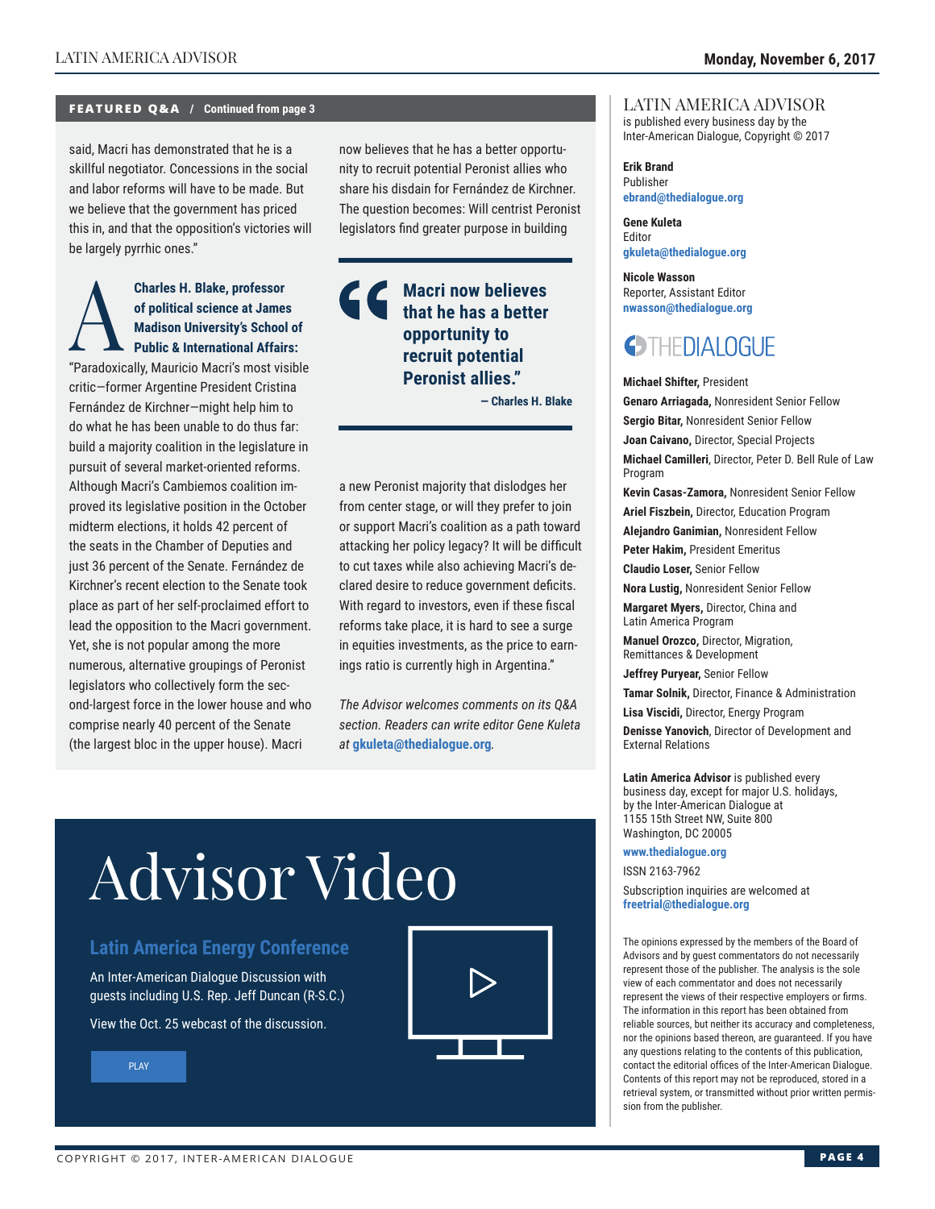**FEATURED Q&A / Continued from page 3**

said, Macri has demonstrated that he is a skillful negotiator. Concessions in the social and labor reforms will have to be made. But we believe that the government has priced this in, and that the opposition's victories will be largely pyrrhic ones."

**A Charles H. Blake, professor of political science at James Madison University's School of Public & International Affairs:** "Paradoxically, Mauricio Macri's most visible critic—former Argentine President Cristina Fernández de Kirchner—might help him to do what he has been unable to do thus far: build a majority coalition in the legislature in pursuit of several market-oriented reforms. Although Macri's Cambiemos coalition improved its legislative position in the October midterm elections, it holds 42 percent of the seats in the Chamber of Deputies and just 36 percent of the Senate. Fernández de Kirchner's recent election to the Senate took place as part of her self-proclaimed effort to lead the opposition to the Macri government. Yet, she is not popular among the more numerous, alternative groupings of Peronist legislators who collectively form the second-largest force in the lower house and who comprise nearly 40 percent of the Senate (the largest bloc in the upper house). Macri now believes that he has a better opportunity to recruit potential Peronist allies who share his disdain for Fernández de Kirchner. The question becomes: Will centrist Peronist legislators find greater purpose in building a new Peronist majority that dislodges her from center stage, or will they prefer to join or support Macri's coalition as a path toward attacking her policy legacy? It will be difficult to cut taxes while also achieving Macri's declared desire to reduce government deficits. With regard to investors, even if these fiscal reforms take place, it is hard to see a surge in equities investments, as the price to earnings ratio is currently high in Argentina."

> **"Macri now believes that he has a better opportunity to recruit potential Peronist allies."**
> — Charles H. Blake

*The Advisor welcomes comments on its Q&A section. Readers can write editor Gene Kuleta at* **gkuleta@thedialogue.org**.

# Advisor Video

## Latin America Energy Conference

An Inter-American Dialogue Discussion with guests including U.S. Rep. Jeff Duncan (R-S.C.)

View the Oct. 25 webcast of the discussion.

PLAY

---

LATIN AMERICA ADVISOR
is published every business day by the Inter-American Dialogue, Copyright © 2017

**Erik Brand**
Publisher
**ebrand@thedialogue.org**

**Gene Kuleta**
Editor
**gkuleta@thedialogue.org**

**Nicole Wasson**
Reporter, Assistant Editor
**nwasson@thedialogue.org**

THEDIALOGUE

**Michael Shifter,** President
**Genaro Arriagada,** Nonresident Senior Fellow
**Sergio Bitar,** Nonresident Senior Fellow
**Joan Caivano,** Director, Special Projects
**Michael Camilleri**, Director, Peter D. Bell Rule of Law Program
**Kevin Casas-Zamora,** Nonresident Senior Fellow
**Ariel Fiszbein,** Director, Education Program
**Alejandro Ganimian,** Nonresident Fellow
**Peter Hakim,** President Emeritus
**Claudio Loser,** Senior Fellow
**Nora Lustig,** Nonresident Senior Fellow
**Margaret Myers,** Director, China and Latin America Program
**Manuel Orozco,** Director, Migration, Remittances & Development
**Jeffrey Puryear,** Senior Fellow
**Tamar Solnik,** Director, Finance & Administration
**Lisa Viscidi,** Director, Energy Program
**Denisse Yanovich**, Director of Development and External Relations

**Latin America Advisor** is published every business day, except for major U.S. holidays, by the Inter-American Dialogue at
1155 15th Street NW, Suite 800
Washington, DC 20005

**www.thedialogue.org**

ISSN 2163-7962

Subscription inquiries are welcomed at **freetrial@thedialogue.org**

The opinions expressed by the members of the Board of Advisors and by guest commentators do not necessarily represent those of the publisher. The analysis is the sole view of each commentator and does not necessarily represent the views of their respective employers or firms. The information in this report has been obtained from reliable sources, but neither its accuracy and completeness, nor the opinions based thereon, are guaranteed. If you have any questions relating to the contents of this publication, contact the editorial offices of the Inter-American Dialogue. Contents of this report may not be reproduced, stored in a retrieval system, or transmitted without prior written permission from the publisher.